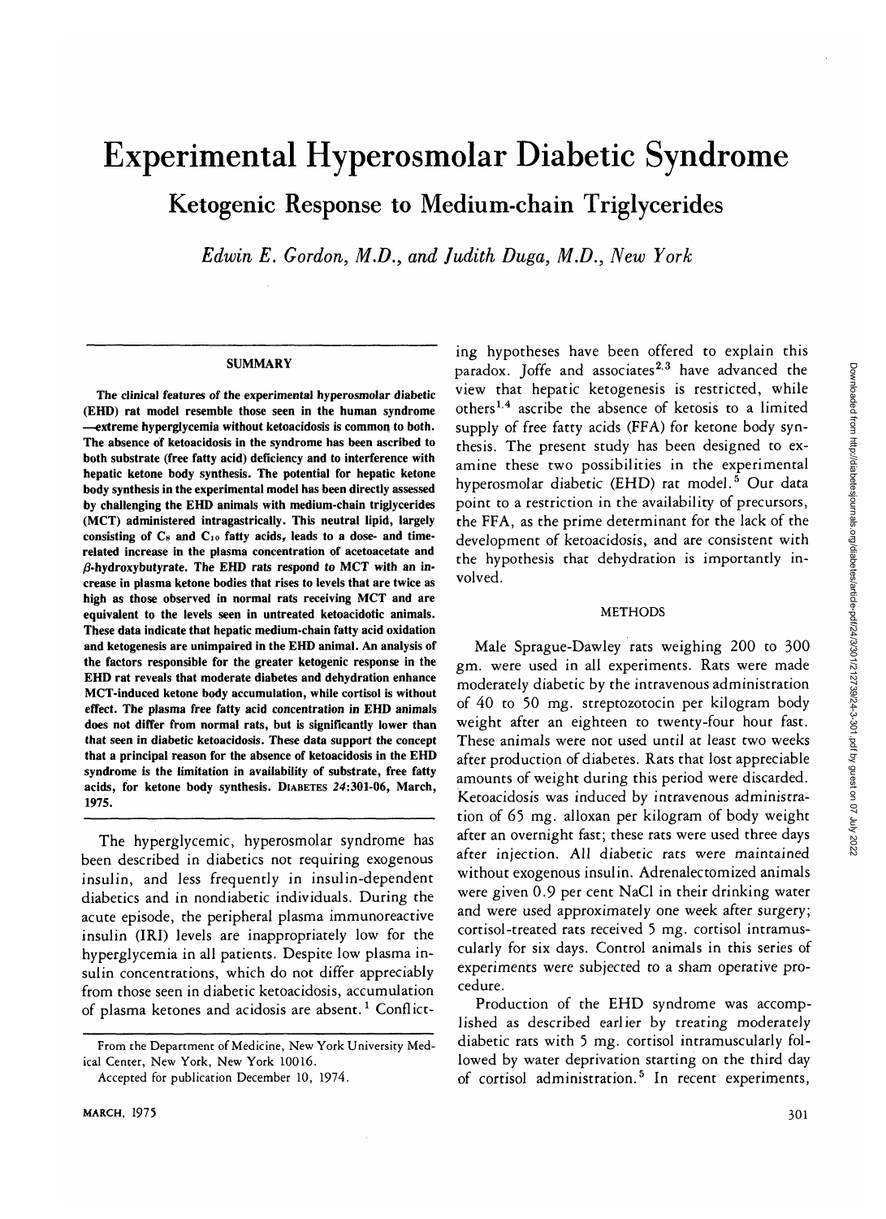# Experimental Hyperosmolar Diabetic Syndrome

## Ketogenic Response to Medium-chain Triglycerides

*Edwin E. Gordon, M.D., and Judith Duga, M.D., New York*

### SUMMARY

**The clinical features of the experimental hyperosmolar diabetic (EHD) rat model resemble those seen in the human syndrome —extreme hyperglycemia without ketoacidosis is common to both. The absence of ketoacidosis in the syndrome has been ascribed to both substrate (free fatty acid) deficiency and to interference with hepatic ketone body synthesis. The potential for hepatic ketone body synthesis in the experimental model has been directly assessed by challenging the EHD animals with medium-chain triglycerides (MCT) administered intragastrically. This neutral lipid, largely consisting of $C_8$ and $C_{10}$ fatty acids, leads to a dose- and time-related increase in the plasma concentration of acetoacetate and $\beta$-hydroxybutyrate. The EHD rats respond to MCT with an increase in plasma ketone bodies that rises to levels that are twice as high as those observed in normal rats receiving MCT and are equivalent to the levels seen in untreated ketoacidotic animals. These data indicate that hepatic medium-chain fatty acid oxidation and ketogenesis are unimpaired in the EHD animal. An analysis of the factors responsible for the greater ketogenic response in the EHD rat reveals that moderate diabetes and dehydration enhance MCT-induced ketone body accumulation, while cortisol is without effect. The plasma free fatty acid concentration in EHD animals does not differ from normal rats, but is significantly lower than that seen in diabetic ketoacidosis. These data support the concept that a principal reason for the absence of ketoacidosis in the EHD syndrome is the limitation in availability of substrate, free fatty acids, for ketone body synthesis.** DIABETES *24*:301-06, March, 1975.

The hyperglycemic, hyperosmolar syndrome has been described in diabetics not requiring exogenous insulin, and less frequently in insulin-dependent diabetics and in nondiabetic individuals. During the acute episode, the peripheral plasma immunoreactive insulin (IRI) levels are inappropriately low for the hyperglycemia in all patients. Despite low plasma insulin concentrations, which do not differ appreciably from those seen in diabetic ketoacidosis, accumulation of plasma ketones and acidosis are absent.[1] Conflicting hypotheses have been offered to explain this paradox. Joffe and associates[2,3] have advanced the view that hepatic ketogenesis is restricted, while others[1,4] ascribe the absence of ketosis to a limited supply of free fatty acids (FFA) for ketone body synthesis. The present study has been designed to examine these two possibilities in the experimental hyperosmolar diabetic (EHD) rat model.[5] Our data point to a restriction in the availability of precursors, the FFA, as the prime determinant for the lack of the development of ketoacidosis, and are consistent with the hypothesis that dehydration is importantly involved.

### METHODS

Male Sprague-Dawley rats weighing 200 to 300 gm. were used in all experiments. Rats were made moderately diabetic by the intravenous administration of 40 to 50 mg. streptozotocin per kilogram body weight after an eighteen to twenty-four hour fast. These animals were not used until at least two weeks after production of diabetes. Rats that lost appreciable amounts of weight during this period were discarded. Ketoacidosis was induced by intravenous administration of 65 mg. alloxan per kilogram of body weight after an overnight fast; these rats were used three days after injection. All diabetic rats were maintained without exogenous insulin. Adrenalectomized animals were given 0.9 per cent NaCl in their drinking water and were used approximately one week after surgery; cortisol-treated rats received 5 mg. cortisol intramuscularly for six days. Control animals in this series of experiments were subjected to a sham operative procedure.

Production of the EHD syndrome was accomplished as described earlier by treating moderately diabetic rats with 5 mg. cortisol intramuscularly followed by water deprivation starting on the third day of cortisol administration.[5] In recent experiments,

From the Department of Medicine, New York University Medical Center, New York, New York 10016.

Accepted for publication December 10, 1974.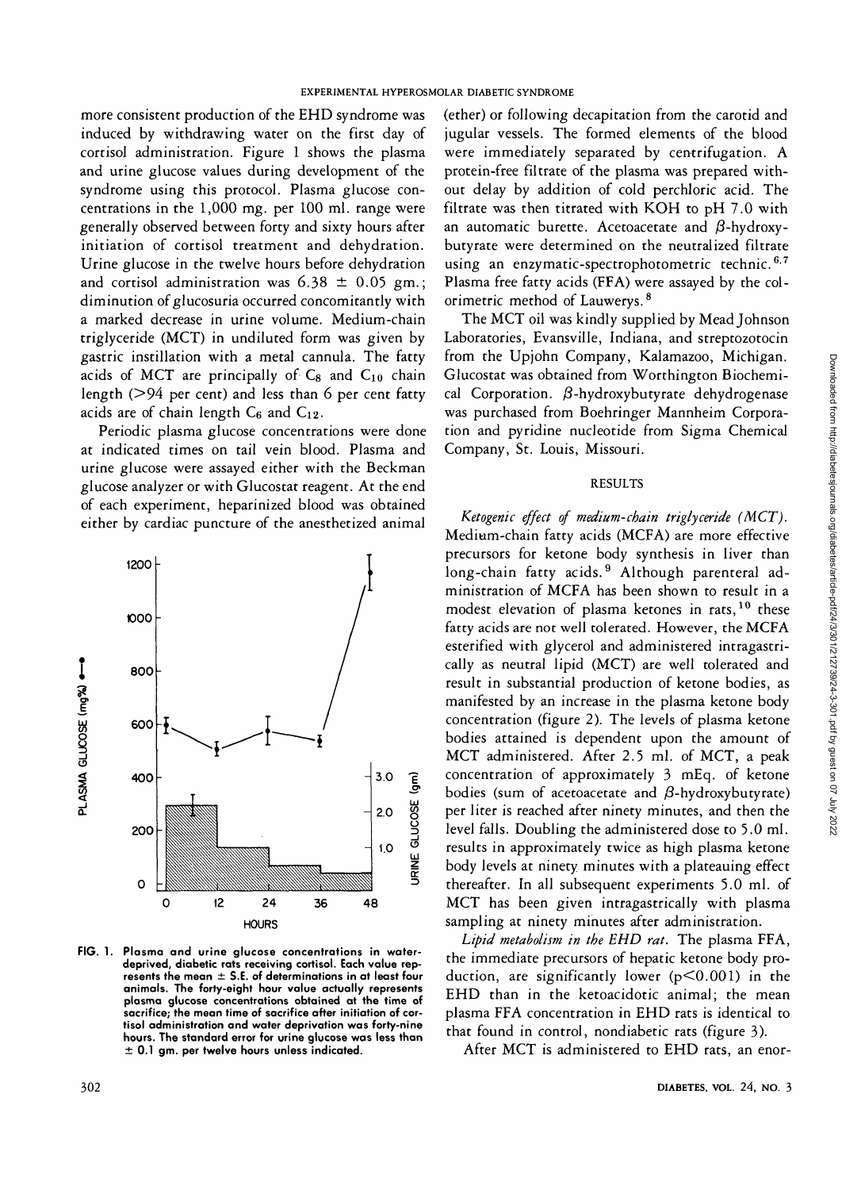more consistent production of the EHD syndrome was induced by withdrawing water on the first day of cortisol administration. Figure 1 shows the plasma and urine glucose values during development of the syndrome using this protocol. Plasma glucose concentrations in the 1,000 mg. per 100 ml. range were generally observed between forty and sixty hours after initiation of cortisol treatment and dehydration. Urine glucose in the twelve hours before dehydration and cortisol administration was 6.38 ± 0.05 gm.; diminution of glucosuria occurred concomitantly with a marked decrease in urine volume. Medium-chain triglyceride (MCT) in undiluted form was given by gastric instillation with a metal cannula. The fatty acids of MCT are principally of $C_8$ and $C_{10}$ chain length (>94 per cent) and less than 6 per cent fatty acids are of chain length $C_6$ and $C_{12}$.

Periodic plasma glucose concentrations were done at indicated times on tail vein blood. Plasma and urine glucose were assayed either with the Beckman glucose analyzer or with Glucostat reagent. At the end of each experiment, heparinized blood was obtained either by cardiac puncture of the anesthetized animal

FIG. 1. Plasma and urine glucose concentrations in water-deprived, diabetic rats receiving cortisol. Each value represents the mean ± S.E. of determinations in at least four animals. The forty-eight hour value actually represents plasma glucose concentrations obtained at the time of sacrifice; the mean time of sacrifice after initiation of cortisol administration and water deprivation was forty-nine hours. The standard error for urine glucose was less than ± 0.1 gm. per twelve hours unless indicated.

(ether) or following decapitation from the carotid and jugular vessels. The formed elements of the blood were immediately separated by centrifugation. A protein-free filtrate of the plasma was prepared without delay by addition of cold perchloric acid. The filtrate was then titrated with KOH to pH 7.0 with an automatic burette. Acetoacetate and β-hydroxybutyrate were determined on the neutralized filtrate using an enzymatic-spectrophotometric technic.[6,7] Plasma free fatty acids (FFA) were assayed by the colorimetric method of Lauwerys.[8]

The MCT oil was kindly supplied by Mead Johnson Laboratories, Evansville, Indiana, and streptozotocin from the Upjohn Company, Kalamazoo, Michigan. Glucostat was obtained from Worthington Biochemical Corporation. β-hydroxybutyrate dehydrogenase was purchased from Boehringer Mannheim Corporation and pyridine nucleotide from Sigma Chemical Company, St. Louis, Missouri.

## RESULTS

*Ketogenic effect of medium-chain triglyceride (MCT).* Medium-chain fatty acids (MCFA) are more effective precursors for ketone body synthesis in liver than long-chain fatty acids.[9] Although parenteral administration of MCFA has been shown to result in a modest elevation of plasma ketones in rats,[10] these fatty acids are not well tolerated. However, the MCFA esterified with glycerol and administered intragastrically as neutral lipid (MCT) are well tolerated and result in substantial production of ketone bodies, as manifested by an increase in the plasma ketone body concentration (figure 2). The levels of plasma ketone bodies attained is dependent upon the amount of MCT administered. After 2.5 ml. of MCT, a peak concentration of approximately 3 mEq. of ketone bodies (sum of acetoacetate and β-hydroxybutyrate) per liter is reached after ninety minutes, and then the level falls. Doubling the administered dose to 5.0 ml. results in approximately twice as high plasma ketone body levels at ninety minutes with a plateauing effect thereafter. In all subsequent experiments 5.0 ml. of MCT has been given intragastrically with plasma sampling at ninety minutes after administration.

*Lipid metabolism in the EHD rat.* The plasma FFA, the immediate precursors of hepatic ketone body production, are significantly lower ($p<0.001$) in the EHD than in the ketoacidotic animal; the mean plasma FFA concentration in EHD rats is identical to that found in control, nondiabetic rats (figure 3).

After MCT is administered to EHD rats, an enor-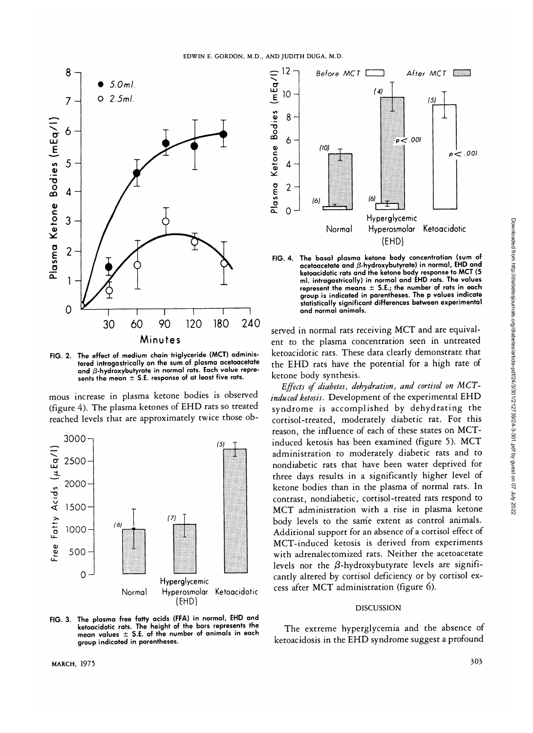FIG. 2. The effect of medium chain triglyceride (MCT) administered intragastrically on the sum of plasma acetoacetate and $\beta$-hydroxybutyrate in normal rats. Each value represents the mean ± S.E. response of at least five rats.

mous increase in plasma ketone bodies is observed (figure 4). The plasma ketones of EHD rats so treated reached levels that are approximately twice those observed in normal rats receiving MCT and are equivalent to the plasma concentration seen in untreated ketoacidotic rats. These data clearly demonstrate that the EHD rats have the potential for a high rate of ketone body synthesis.

FIG. 3. The plasma free fatty acids (FFA) in normal, EHD and ketoacidotic rats. The height of the bars represents the mean values ± S.E. of the number of animals in each group indicated in parentheses.

FIG. 4. The basal plasma ketone body concentration (sum of acetoacetate and $\beta$-hydroxybutyrate) in normal, EHD and ketoacidotic rats and the ketone body response to MCT (5 ml. intragastrically) in normal and EHD rats. The values represent the means ± S.E.; the number of rats in each group is indicated in parentheses. The p values indicate statistically significant differences between experimental and normal animals.

*Effects of diabetes, dehydration, and cortisol on MCT-induced ketosis.* Development of the experimental EHD syndrome is accomplished by dehydrating the cortisol-treated, moderately diabetic rat. For this reason, the influence of each of these states on MCT-induced ketosis has been examined (figure 5). MCT administration to moderately diabetic rats and to nondiabetic rats that have been water deprived for three days results in a significantly higher level of ketone bodies than in the plasma of normal rats. In contrast, nondiabetic, cortisol-treated rats respond to MCT administration with a rise in plasma ketone body levels to the same extent as control animals. Additional support for an absence of a cortisol effect of MCT-induced ketosis is derived from experiments with adrenalectomized rats. Neither the acetoacetate levels nor the $\beta$-hydroxybutyrate levels are significantly altered by cortisol deficiency or by cortisol excess after MCT administration (figure 6).

## DISCUSSION

The extreme hyperglycemia and the absence of ketoacidosis in the EHD syndrome suggest a profound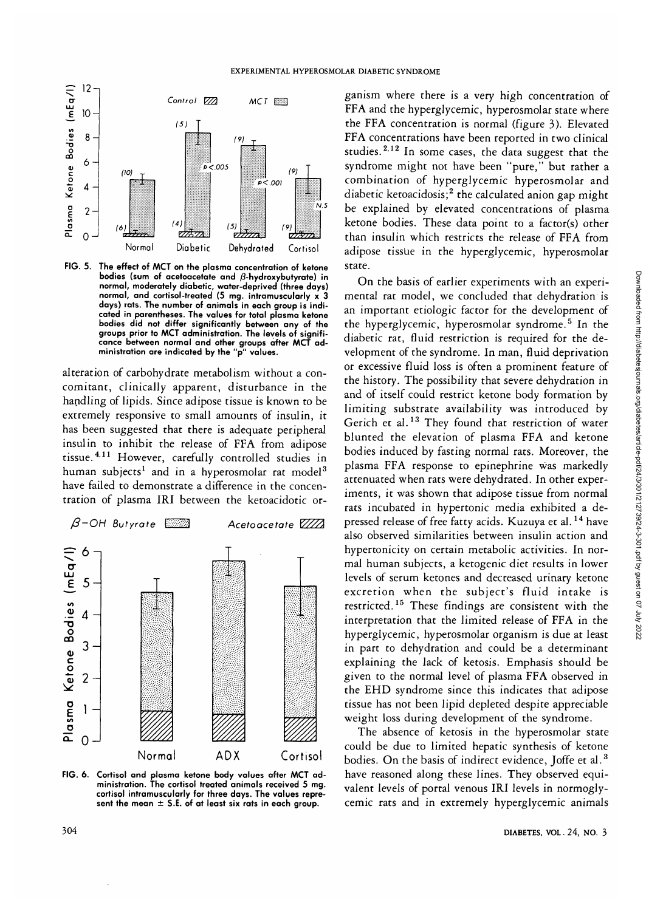FIG. 5. The effect of MCT on the plasma concentration of ketone bodies (sum of acetoacetate and β-hydroxybutyrate) in normal, moderately diabetic, water-deprived (three days) normal, and cortisol-treated (5 mg. intramuscularly x 3 days) rats. The number of animals in each group is indicated in parentheses. The values for total plasma ketone bodies did not differ significantly between any of the groups prior to MCT administration. The levels of significance between normal and other groups after MCT administration are indicated by the "p" values.

alteration of carbohydrate metabolism without a concomitant, clinically apparent, disturbance in the handling of lipids. Since adipose tissue is known to be extremely responsive to small amounts of insulin, it has been suggested that there is adequate peripheral insulin to inhibit the release of FFA from adipose tissue.[4,11] However, carefully controlled studies in human subjects[1] and in a hyperosmolar rat model[3] have failed to demonstrate a difference in the concentration of plasma IRI between the ketoacidotic organism where there is a very high concentration of FFA and the hyperglycemic, hyperosmolar state where the FFA concentration is normal (figure 3). Elevated FFA concentrations have been reported in two clinical studies.[2,12] In some cases, the data suggest that the syndrome might not have been "pure," but rather a combination of hyperglycemic hyperosmolar and diabetic ketoacidosis;[2] the calculated anion gap might be explained by elevated concentrations of plasma ketone bodies. These data point to a factor(s) other than insulin which restricts the release of FFA from adipose tissue in the hyperglycemic, hyperosmolar state.

FIG. 6. Cortisol and plasma ketone body values after MCT administration. The cortisol treated animals received 5 mg. cortisol intramuscularly for three days. The values represent the mean ± S.E. of at least six rats in each group.

On the basis of earlier experiments with an experimental rat model, we concluded that dehydration is an important etiologic factor for the development of the hyperglycemic, hyperosmolar syndrome.[5] In the diabetic rat, fluid restriction is required for the development of the syndrome. In man, fluid deprivation or excessive fluid loss is often a prominent feature of the history. The possibility that severe dehydration in and of itself could restrict ketone body formation by limiting substrate availability was introduced by Gerich et al.[13] They found that restriction of water blunted the elevation of plasma FFA and ketone bodies induced by fasting normal rats. Moreover, the plasma FFA response to epinephrine was markedly attenuated when rats were dehydrated. In other experiments, it was shown that adipose tissue from normal rats incubated in hypertonic media exhibited a depressed release of free fatty acids. Kuzuya et al.[14] have also observed similarities between insulin action and hypertonicity on certain metabolic activities. In normal human subjects, a ketogenic diet results in lower levels of serum ketones and decreased urinary ketone excretion when the subject's fluid intake is restricted.[15] These findings are consistent with the interpretation that the limited release of FFA in the hyperglycemic, hyperosmolar organism is due at least in part to dehydration and could be a determinant explaining the lack of ketosis. Emphasis should be given to the normal level of plasma FFA observed in the EHD syndrome since this indicates that adipose tissue has not been lipid depleted despite appreciable weight loss during development of the syndrome.

The absence of ketosis in the hyperosmolar state could be due to limited hepatic synthesis of ketone bodies. On the basis of indirect evidence, Joffe et al.[3] have reasoned along these lines. They observed equivalent levels of portal venous IRI levels in normoglycemic rats and in extremely hyperglycemic animals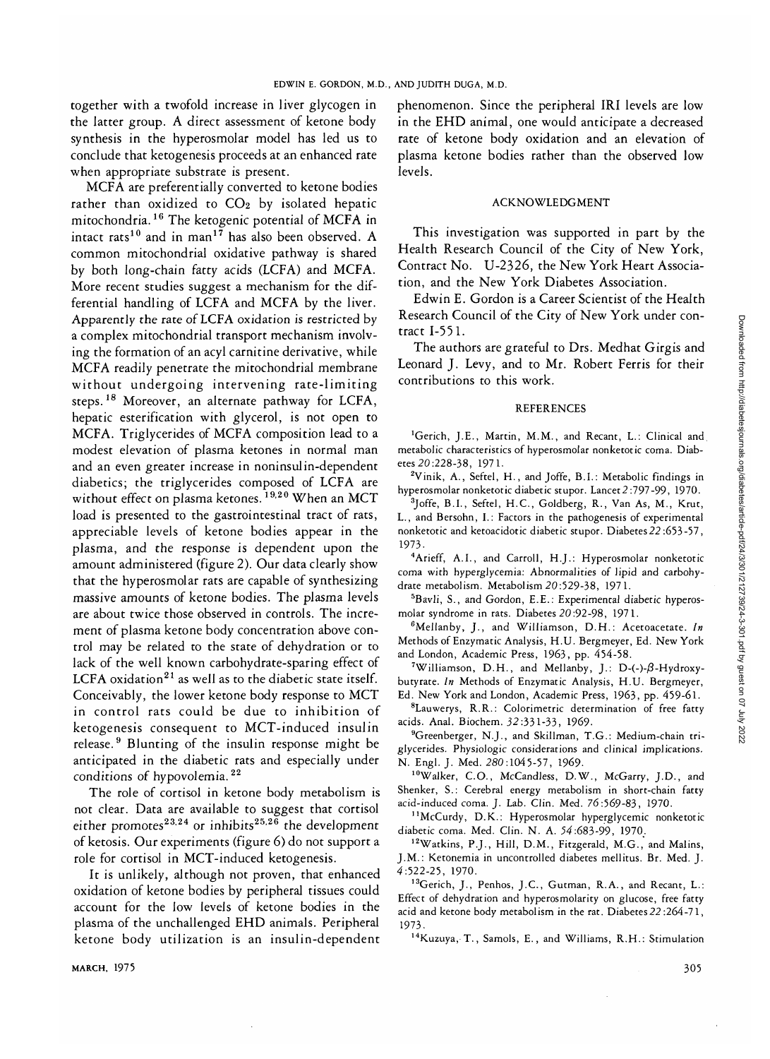together with a twofold increase in liver glycogen in the latter group. A direct assessment of ketone body synthesis in the hyperosmolar model has led us to conclude that ketogenesis proceeds at an enhanced rate when appropriate substrate is present.

MCFA are preferentially converted to ketone bodies rather than oxidized to $CO_2$ by isolated hepatic mitochondria.[16] The ketogenic potential of MCFA in intact rats[10] and in man[17] has also been observed. A common mitochondrial oxidative pathway is shared by both long-chain fatty acids (LCFA) and MCFA. More recent studies suggest a mechanism for the differential handling of LCFA and MCFA by the liver. Apparently the rate of LCFA oxidation is restricted by a complex mitochondrial transport mechanism involving the formation of an acyl carnitine derivative, while MCFA readily penetrate the mitochondrial membrane without undergoing intervening rate-limiting steps.[18] Moreover, an alternate pathway for LCFA, hepatic esterification with glycerol, is not open to MCFA. Triglycerides of MCFA composition lead to a modest elevation of plasma ketones in normal man and an even greater increase in noninsulin-dependent diabetics; the triglycerides composed of LCFA are without effect on plasma ketones.[19,20] When an MCT load is presented to the gastrointestinal tract of rats, appreciable levels of ketone bodies appear in the plasma, and the response is dependent upon the amount administered (figure 2). Our data clearly show that the hyperosmolar rats are capable of synthesizing massive amounts of ketone bodies. The plasma levels are about twice those observed in controls. The increment of plasma ketone body concentration above control may be related to the state of dehydration or to lack of the well known carbohydrate-sparing effect of LCFA oxidation[21] as well as to the diabetic state itself. Conceivably, the lower ketone body response to MCT in control rats could be due to inhibition of ketogenesis consequent to MCT-induced insulin release.[9] Blunting of the insulin response might be anticipated in the diabetic rats and especially under conditions of hypovolemia.[22]

The role of cortisol in ketone body metabolism is not clear. Data are available to suggest that cortisol either promotes[23,24] or inhibits[25,26] the development of ketosis. Our experiments (figure 6) do not support a role for cortisol in MCT-induced ketogenesis.

It is unlikely, although not proven, that enhanced oxidation of ketone bodies by peripheral tissues could account for the low levels of ketone bodies in the plasma of the unchallenged EHD animals. Peripheral ketone body utilization is an insulin-dependent phenomenon. Since the peripheral IRI levels are low in the EHD animal, one would anticipate a decreased rate of ketone body oxidation and an elevation of plasma ketone bodies rather than the observed low levels.

## ACKNOWLEDGMENT

This investigation was supported in part by the Health Research Council of the City of New York, Contract No. U-2326, the New York Heart Association, and the New York Diabetes Association.

Edwin E. Gordon is a Career Scientist of the Health Research Council of the City of New York under contract I-551.

The authors are grateful to Drs. Medhat Girgis and Leonard J. Levy, and to Mr. Robert Ferris for their contributions to this work.

## REFERENCES

[1] Gerich, J.E., Martin, M.M., and Recant, L.: Clinical and metabolic characteristics of hyperosmolar nonketotic coma. Diabetes *20*:228-38, 1971.

[2] Vinik, A., Seftel, H., and Joffe, B.I.: Metabolic findings in hyperosmolar nonketotic diabetic stupor. Lancet *2*:797-99, 1970.

[3] Joffe, B.I., Seftel, H.C., Goldberg, R., Van As, M., Krut, L., and Bersohn, I.: Factors in the pathogenesis of experimental nonketotic and ketoacidotic diabetic stupor. Diabetes *22*:653-57, 1973.

[4] Arieff, A.I., and Carroll, H.J.: Hyperosmolar nonketotic coma with hyperglycemia: Abnormalities of lipid and carbohydrate metabolism. Metabolism *20*:529-38, 1971.

[5] Bavli, S., and Gordon, E.E.: Experimental diabetic hyperosmolar syndrome in rats. Diabetes *20*:92-98, 1971.

[6] Mellanby, J., and Williamson, D.H.: Acetoacetate. *In* Methods of Enzymatic Analysis, H.U. Bergmeyer, Ed. New York and London, Academic Press, 1963, pp. 454-58.

[7] Williamson, D.H., and Mellanby, J.: D-(-)-$\beta$-Hydroxybutyrate. *In* Methods of Enzymatic Analysis, H.U. Bergmeyer, Ed. New York and London, Academic Press, 1963, pp. 459-61.

[8] Lauwerys, R.R.: Colorimetric determination of free fatty acids. Anal. Biochem. *32*:331-33, 1969.

[9] Greenberger, N.J., and Skillman, T.G.: Medium-chain triglycerides. Physiologic considerations and clinical implications. N. Engl. J. Med. *280*:1045-57, 1969.

[10] Walker, C.O., McCandless, D.W., McGarry, J.D., and Shenker, S.: Cerebral energy metabolism in short-chain fatty acid-induced coma. J. Lab. Clin. Med. *76*:569-83, 1970.

[11] McCurdy, D.K.: Hyperosmolar hyperglycemic nonketotic diabetic coma. Med. Clin. N. A. *54*:683-99, 1970.

[12] Watkins, P.J., Hill, D.M., Fitzgerald, M.G., and Malins, J.M.: Ketonemia in uncontrolled diabetes mellitus. Br. Med. J. *4*:522-25, 1970.

[13] Gerich, J., Penhos, J.C., Gutman, R.A., and Recant, L.: Effect of dehydration and hyperosmolarity on glucose, free fatty acid and ketone body metabolism in the rat. Diabetes *22*:264-71, 1973.

[14] Kuzuya, T., Samols, E., and Williams, R.H.: Stimulation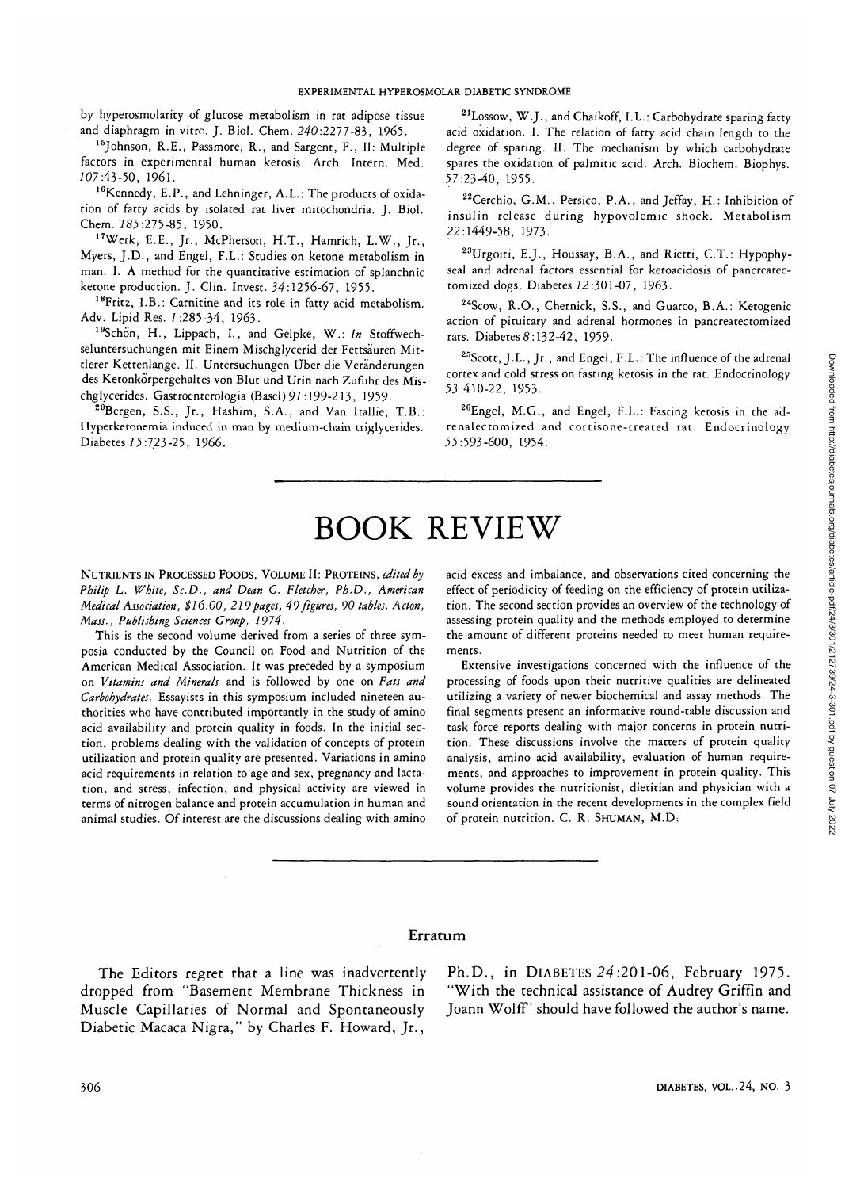by hyperosmolarity of glucose metabolism in rat adipose tissue and diaphragm in vitro. J. Biol. Chem. *240*:2277-83, 1965.

[15]Johnson, R.E., Passmore, R., and Sargent, F., II: Multiple factors in experimental human ketosis. Arch. Intern. Med. *107*:43-50, 1961.

[16]Kennedy, E.P., and Lehninger, A.L.: The products of oxidation of fatty acids by isolated rat liver mitochondria. J. Biol. Chem. *185*:275-85, 1950.

[17]Werk, E.E., Jr., McPherson, H.T., Hamrich, L.W., Jr., Myers, J.D., and Engel, F.L.: Studies on ketone metabolism in man. I. A method for the quantitative estimation of splanchnic ketone production. J. Clin. Invest. *34*:1256-67, 1955.

[18]Fritz, I.B.: Carnitine and its role in fatty acid metabolism. Adv. Lipid Res. *1*:285-34, 1963.

[19]Schön, H., Lippach, I., and Gelpke, W.: *In* Stoffwechseluntersuchungen mit Einem Mischglycerid der Fettsäuren Mittlerer Kettenlänge. II. Untersuchungen Über die Veränderungen des Ketonkörpergehaltes von Blut und Urin nach Zufuhr des Mischglycerides. Gastroenterologia (Basel) *91*:199-213, 1959.

[20]Bergen, S.S., Jr., Hashim, S.A., and Van Itallie, T.B.: Hyperketonemia induced in man by medium-chain triglycerides. Diabetes *15*:723-25, 1966.

[21]Lossow, W.J., and Chaikoff, I.L.: Carbohydrate sparing fatty acid oxidation. I. The relation of fatty acid chain length to the degree of sparing. II. The mechanism by which carbohydrate spares the oxidation of palmitic acid. Arch. Biochem. Biophys. *57*:23-40, 1955.

[22]Cerchio, G.M., Persico, P.A., and Jeffay, H.: Inhibition of insulin release during hypovolemic shock. Metabolism *22*:1449-58, 1973.

[23]Urgoiti, E.J., Houssay, B.A., and Rietti, C.T.: Hypophyseal and adrenal factors essential for ketoacidosis of pancreatectomized dogs. Diabetes *12*:301-07, 1963.

[24]Scow, R.O., Chernick, S.S., and Guarco, B.A.: Ketogenic action of pituitary and adrenal hormones in pancreatectomized rats. Diabetes *8*:132-42, 1959.

[25]Scott, J.L., Jr., and Engel, F.L.: The influence of the adrenal cortex and cold stress on fasting ketosis in the rat. Endocrinology *53*:410-22, 1953.

[26]Engel, M.G., and Engel, F.L.: Fasting ketosis in the adrenalectomized and cortisone-treated rat. Endocrinology *55*:593-600, 1954.

# BOOK REVIEW

NUTRIENTS IN PROCESSED FOODS, VOLUME II: PROTEINS, *edited by Philip L. White, Sc.D., and Dean C. Fletcher, Ph.D., American Medical Association, $16.00, 219 pages, 49 figures, 90 tables. Acton, Mass., Publishing Sciences Group, 1974.*

This is the second volume derived from a series of three symposia conducted by the Council on Food and Nutrition of the American Medical Association. It was preceded by a symposium on *Vitamins and Minerals* and is followed by one on *Fats and Carbohydrates*. Essayists in this symposium included nineteen authorities who have contributed importantly in the study of amino acid availability and protein quality in foods. In the initial section, problems dealing with the validation of concepts of protein utilization and protein quality are presented. Variations in amino acid requirements in relation to age and sex, pregnancy and lactation, and stress, infection, and physical activity are viewed in terms of nitrogen balance and protein accumulation in human and animal studies. Of interest are the discussions dealing with amino acid excess and imbalance, and observations cited concerning the effect of periodicity of feeding on the efficiency of protein utilization. The second section provides an overview of the technology of assessing protein quality and the methods employed to determine the amount of different proteins needed to meet human requirements.

Extensive investigations concerned with the influence of the processing of foods upon their nutritive qualities are delineated utilizing a variety of newer biochemical and assay methods. The final segments present an informative round-table discussion and task force reports dealing with major concerns in protein nutrition. These discussions involve the matters of protein quality analysis, amino acid availability, evaluation of human requirements, and approaches to improvement in protein quality. This volume provides the nutritionist, dietitian and physician with a sound orientation in the recent developments in the complex field of protein nutrition. C. R. SHUMAN, M.D.

## Erratum

The Editors regret that a line was inadvertently dropped from "Basement Membrane Thickness in Muscle Capillaries of Normal and Spontaneously Diabetic Macaca Nigra," by Charles F. Howard, Jr., Ph.D., in DIABETES *24*:201-06, February 1975. "With the technical assistance of Audrey Griffin and Joann Wolff" should have followed the author's name.